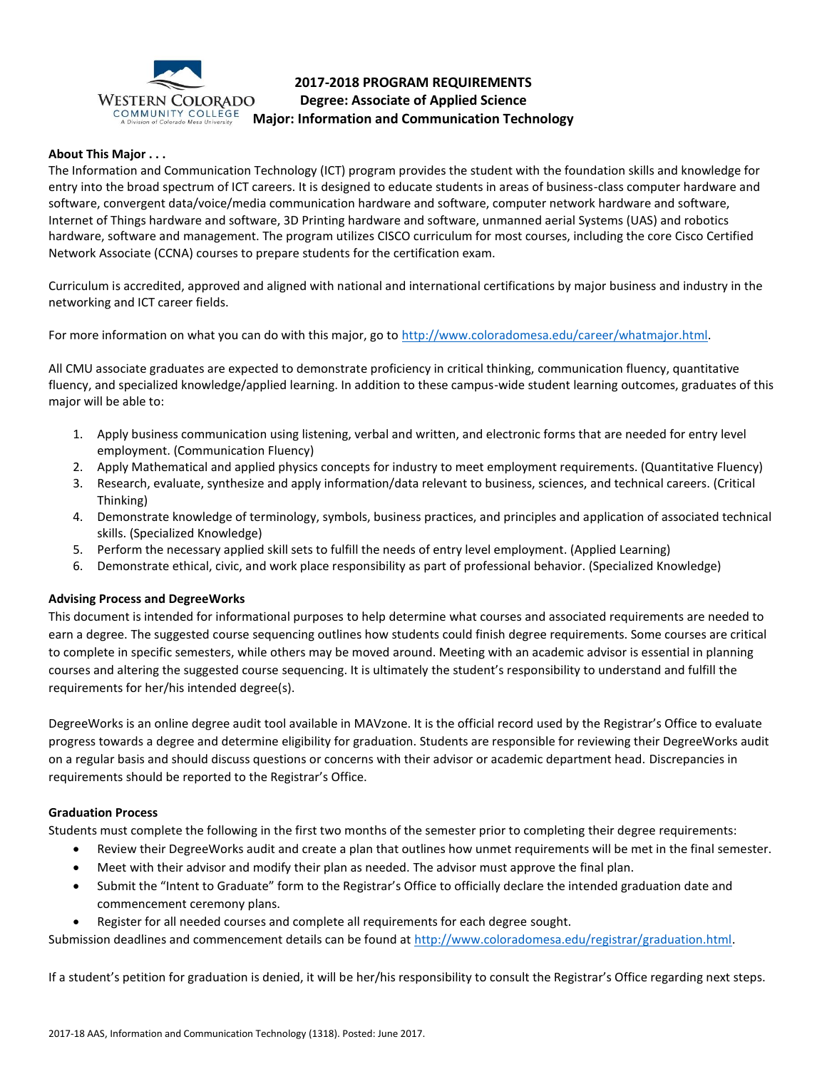# 2017-2018 PROGRAM REQUIREMENTS
## Degree: Associate of Applied Science
## Major: Information and Communication Technology

**About This Major . . .**

The Information and Communication Technology (ICT) program provides the student with the foundation skills and knowledge for entry into the broad spectrum of ICT careers. It is designed to educate students in areas of business-class computer hardware and software, convergent data/voice/media communication hardware and software, computer network hardware and software, Internet of Things hardware and software, 3D Printing hardware and software, unmanned aerial Systems (UAS) and robotics hardware, software and management. The program utilizes CISCO curriculum for most courses, including the core Cisco Certified Network Associate (CCNA) courses to prepare students for the certification exam.

Curriculum is accredited, approved and aligned with national and international certifications by major business and industry in the networking and ICT career fields.

For more information on what you can do with this major, go to http://www.coloradomesa.edu/career/whatmajor.html.

All CMU associate graduates are expected to demonstrate proficiency in critical thinking, communication fluency, quantitative fluency, and specialized knowledge/applied learning. In addition to these campus-wide student learning outcomes, graduates of this major will be able to:

1. Apply business communication using listening, verbal and written, and electronic forms that are needed for entry level employment. (Communication Fluency)
2. Apply Mathematical and applied physics concepts for industry to meet employment requirements. (Quantitative Fluency)
3. Research, evaluate, synthesize and apply information/data relevant to business, sciences, and technical careers. (Critical Thinking)
4. Demonstrate knowledge of terminology, symbols, business practices, and principles and application of associated technical skills. (Specialized Knowledge)
5. Perform the necessary applied skill sets to fulfill the needs of entry level employment. (Applied Learning)
6. Demonstrate ethical, civic, and work place responsibility as part of professional behavior. (Specialized Knowledge)

**Advising Process and DegreeWorks**

This document is intended for informational purposes to help determine what courses and associated requirements are needed to earn a degree. The suggested course sequencing outlines how students could finish degree requirements. Some courses are critical to complete in specific semesters, while others may be moved around. Meeting with an academic advisor is essential in planning courses and altering the suggested course sequencing. It is ultimately the student's responsibility to understand and fulfill the requirements for her/his intended degree(s).

DegreeWorks is an online degree audit tool available in MAVzone. It is the official record used by the Registrar's Office to evaluate progress towards a degree and determine eligibility for graduation. Students are responsible for reviewing their DegreeWorks audit on a regular basis and should discuss questions or concerns with their advisor or academic department head. Discrepancies in requirements should be reported to the Registrar's Office.

**Graduation Process**

Students must complete the following in the first two months of the semester prior to completing their degree requirements:

- Review their DegreeWorks audit and create a plan that outlines how unmet requirements will be met in the final semester.
- Meet with their advisor and modify their plan as needed. The advisor must approve the final plan.
- Submit the "Intent to Graduate" form to the Registrar's Office to officially declare the intended graduation date and commencement ceremony plans.
- Register for all needed courses and complete all requirements for each degree sought.

Submission deadlines and commencement details can be found at http://www.coloradomesa.edu/registrar/graduation.html.

If a student's petition for graduation is denied, it will be her/his responsibility to consult the Registrar's Office regarding next steps.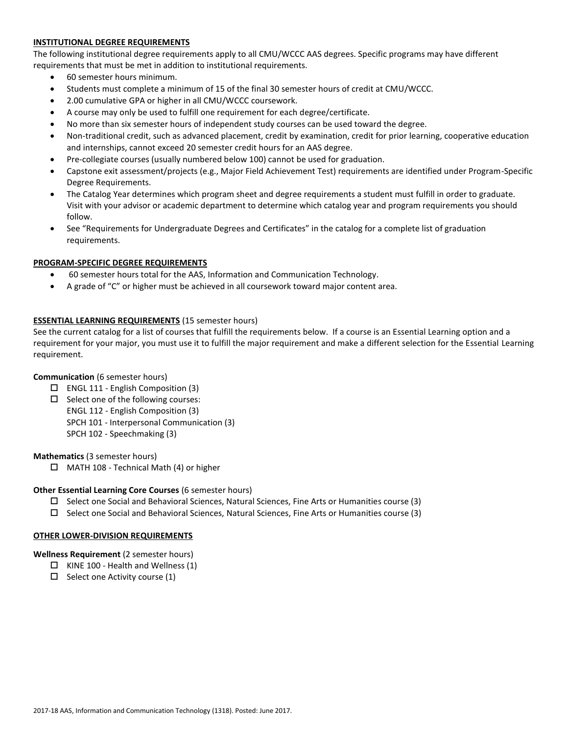## INSTITUTIONAL DEGREE REQUIREMENTS

The following institutional degree requirements apply to all CMU/WCCC AAS degrees. Specific programs may have different requirements that must be met in addition to institutional requirements.

- 60 semester hours minimum.
- Students must complete a minimum of 15 of the final 30 semester hours of credit at CMU/WCCC.
- 2.00 cumulative GPA or higher in all CMU/WCCC coursework.
- A course may only be used to fulfill one requirement for each degree/certificate.
- No more than six semester hours of independent study courses can be used toward the degree.
- Non-traditional credit, such as advanced placement, credit by examination, credit for prior learning, cooperative education and internships, cannot exceed 20 semester credit hours for an AAS degree.
- Pre-collegiate courses (usually numbered below 100) cannot be used for graduation.
- Capstone exit assessment/projects (e.g., Major Field Achievement Test) requirements are identified under Program-Specific Degree Requirements.
- The Catalog Year determines which program sheet and degree requirements a student must fulfill in order to graduate. Visit with your advisor or academic department to determine which catalog year and program requirements you should follow.
- See "Requirements for Undergraduate Degrees and Certificates" in the catalog for a complete list of graduation requirements.

## PROGRAM-SPECIFIC DEGREE REQUIREMENTS

- 60 semester hours total for the AAS, Information and Communication Technology.
- A grade of "C" or higher must be achieved in all coursework toward major content area.

## ESSENTIAL LEARNING REQUIREMENTS (15 semester hours)

See the current catalog for a list of courses that fulfill the requirements below. If a course is an Essential Learning option and a requirement for your major, you must use it to fulfill the major requirement and make a different selection for the Essential Learning requirement.

**Communication** (6 semester hours)

- ☐ ENGL 111 - English Composition (3)
- ☐ Select one of the following courses:
  ENGL 112 - English Composition (3)
  SPCH 101 - Interpersonal Communication (3)
  SPCH 102 - Speechmaking (3)

**Mathematics** (3 semester hours)

- ☐ MATH 108 - Technical Math (4) or higher

**Other Essential Learning Core Courses** (6 semester hours)

- ☐ Select one Social and Behavioral Sciences, Natural Sciences, Fine Arts or Humanities course (3)
- ☐ Select one Social and Behavioral Sciences, Natural Sciences, Fine Arts or Humanities course (3)

## OTHER LOWER-DIVISION REQUIREMENTS

**Wellness Requirement** (2 semester hours)

- ☐ KINE 100 - Health and Wellness (1)
- ☐ Select one Activity course (1)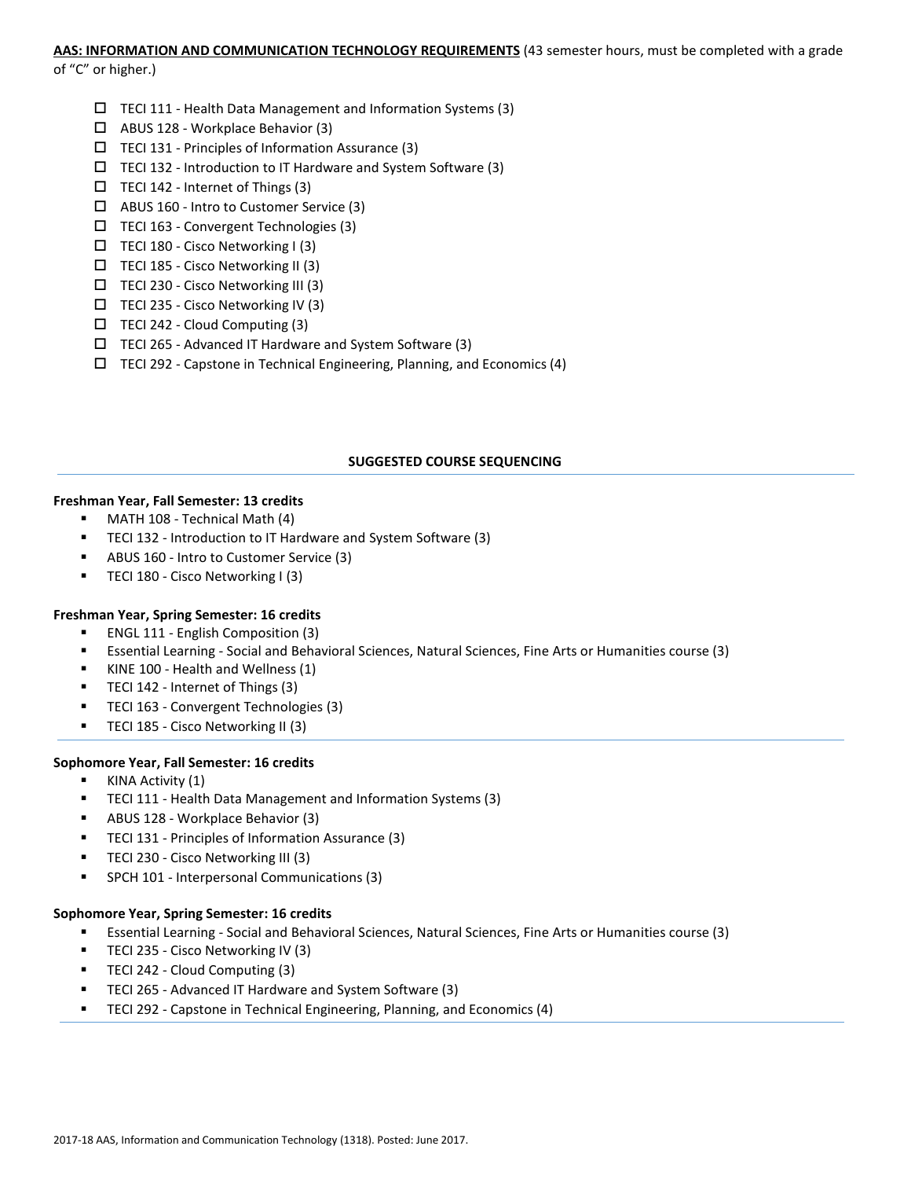**<u>AAS: INFORMATION AND COMMUNICATION TECHNOLOGY REQUIREMENTS</u>** (43 semester hours, must be completed with a grade of "C" or higher.)

- ☐ TECI 111 - Health Data Management and Information Systems (3)
- ☐ ABUS 128 - Workplace Behavior (3)
- ☐ TECI 131 - Principles of Information Assurance (3)
- ☐ TECI 132 - Introduction to IT Hardware and System Software (3)
- ☐ TECI 142 - Internet of Things (3)
- ☐ ABUS 160 - Intro to Customer Service (3)
- ☐ TECI 163 - Convergent Technologies (3)
- ☐ TECI 180 - Cisco Networking I (3)
- ☐ TECI 185 - Cisco Networking II (3)
- ☐ TECI 230 - Cisco Networking III (3)
- ☐ TECI 235 - Cisco Networking IV (3)
- ☐ TECI 242 - Cloud Computing (3)
- ☐ TECI 265 - Advanced IT Hardware and System Software (3)
- ☐ TECI 292 - Capstone in Technical Engineering, Planning, and Economics (4)

## SUGGESTED COURSE SEQUENCING

**Freshman Year, Fall Semester: 13 credits**

- MATH 108 - Technical Math (4)
- TECI 132 - Introduction to IT Hardware and System Software (3)
- ABUS 160 - Intro to Customer Service (3)
- TECI 180 - Cisco Networking I (3)

**Freshman Year, Spring Semester: 16 credits**

- ENGL 111 - English Composition (3)
- Essential Learning - Social and Behavioral Sciences, Natural Sciences, Fine Arts or Humanities course (3)
- KINE 100 - Health and Wellness (1)
- TECI 142 - Internet of Things (3)
- TECI 163 - Convergent Technologies (3)
- TECI 185 - Cisco Networking II (3)

**Sophomore Year, Fall Semester: 16 credits**

- KINA Activity (1)
- TECI 111 - Health Data Management and Information Systems (3)
- ABUS 128 - Workplace Behavior (3)
- TECI 131 - Principles of Information Assurance (3)
- TECI 230 - Cisco Networking III (3)
- SPCH 101 - Interpersonal Communications (3)

**Sophomore Year, Spring Semester: 16 credits**

- Essential Learning - Social and Behavioral Sciences, Natural Sciences, Fine Arts or Humanities course (3)
- TECI 235 - Cisco Networking IV (3)
- TECI 242 - Cloud Computing (3)
- TECI 265 - Advanced IT Hardware and System Software (3)
- TECI 292 - Capstone in Technical Engineering, Planning, and Economics (4)